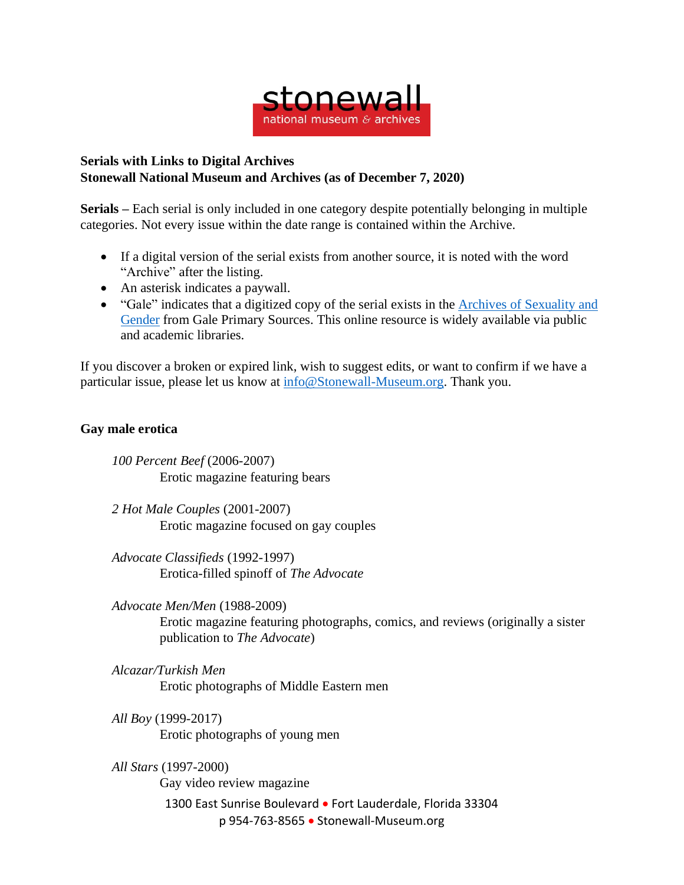stonewall

national museum & archives

**Serials with Links to Digital Archives**
**Stonewall National Museum and Archives (as of December 7, 2020)**

**Serials –** Each serial is only included in one category despite potentially belonging in multiple categories. Not every issue within the date range is contained within the Archive.

- If a digital version of the serial exists from another source, it is noted with the word "Archive" after the listing.
- An asterisk indicates a paywall.
- "Gale" indicates that a digitized copy of the serial exists in the [Archives of Sexuality and Gender]() from Gale Primary Sources. This online resource is widely available via public and academic libraries.

If you discover a broken or expired link, wish to suggest edits, or want to confirm if we have a particular issue, please let us know at [info@Stonewall-Museum.org](mailto:info@Stonewall-Museum.org). Thank you.

## Gay male erotica

*100 Percent Beef* (2006-2007)
Erotic magazine featuring bears

*2 Hot Male Couples* (2001-2007)
Erotic magazine focused on gay couples

*Advocate Classifieds* (1992-1997)
Erotica-filled spinoff of *The Advocate*

*Advocate Men/Men* (1988-2009)
Erotic magazine featuring photographs, comics, and reviews (originally a sister publication to *The Advocate*)

*Alcazar/Turkish Men*
Erotic photographs of Middle Eastern men

*All Boy* (1999-2017)
Erotic photographs of young men

*All Stars* (1997-2000)
Gay video review magazine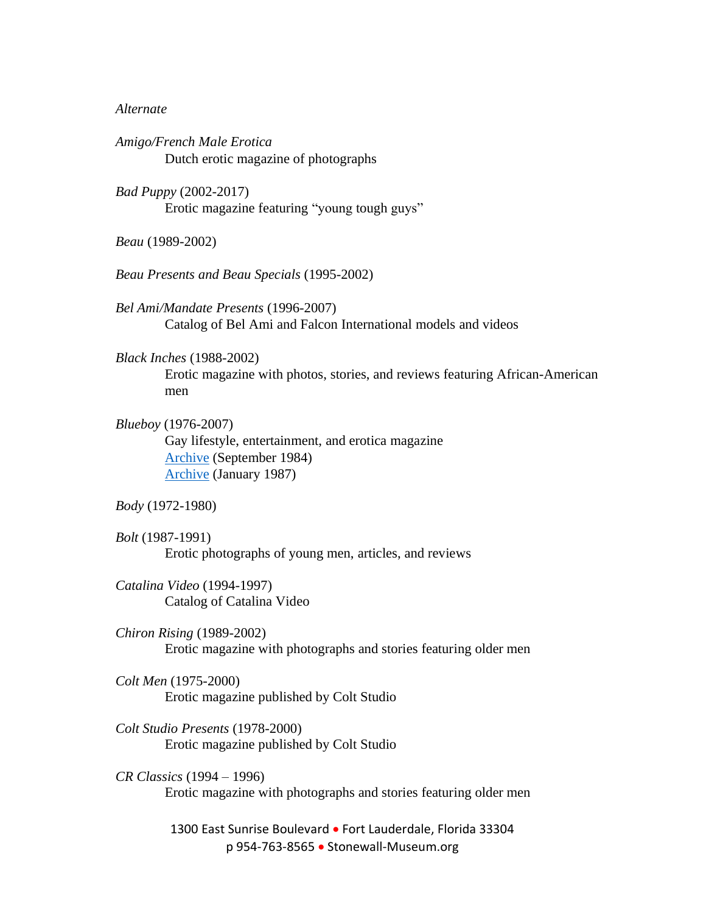*Alternate*

*Amigo/French Male Erotica*
Dutch erotic magazine of photographs

*Bad Puppy* (2002-2017)
Erotic magazine featuring "young tough guys"

*Beau* (1989-2002)

*Beau Presents and Beau Specials* (1995-2002)

*Bel Ami/Mandate Presents* (1996-2007)
Catalog of Bel Ami and Falcon International models and videos

*Black Inches* (1988-2002)
Erotic magazine with photos, stories, and reviews featuring African-American men

*Blueboy* (1976-2007)
Gay lifestyle, entertainment, and erotica magazine
Archive (September 1984)
Archive (January 1987)

*Body* (1972-1980)

*Bolt* (1987-1991)
Erotic photographs of young men, articles, and reviews

*Catalina Video* (1994-1997)
Catalog of Catalina Video

*Chiron Rising* (1989-2002)
Erotic magazine with photographs and stories featuring older men

*Colt Men* (1975-2000)
Erotic magazine published by Colt Studio

*Colt Studio Presents* (1978-2000)
Erotic magazine published by Colt Studio

*CR Classics* (1994 – 1996)
Erotic magazine with photographs and stories featuring older men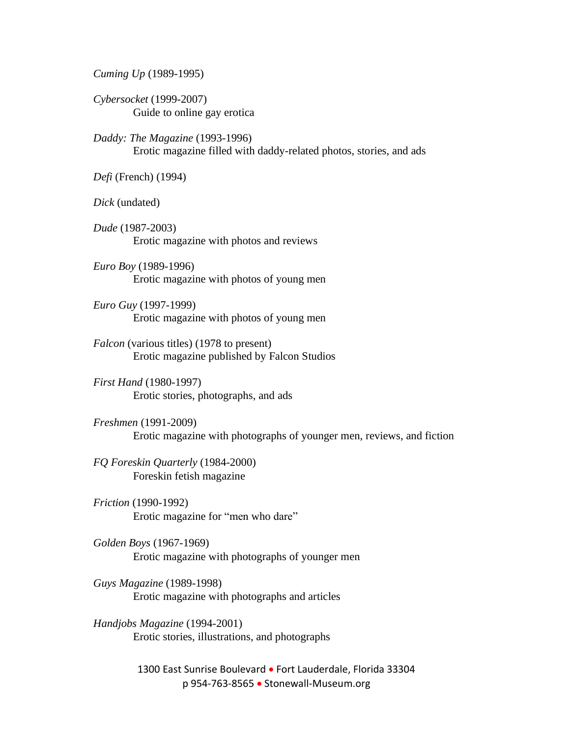*Cuming Up* (1989-1995)

*Cybersocket* (1999-2007)
Guide to online gay erotica

*Daddy: The Magazine* (1993-1996)
Erotic magazine filled with daddy-related photos, stories, and ads

*Defi* (French) (1994)

*Dick* (undated)

*Dude* (1987-2003)
Erotic magazine with photos and reviews

*Euro Boy* (1989-1996)
Erotic magazine with photos of young men

*Euro Guy* (1997-1999)
Erotic magazine with photos of young men

*Falcon* (various titles) (1978 to present)
Erotic magazine published by Falcon Studios

*First Hand* (1980-1997)
Erotic stories, photographs, and ads

*Freshmen* (1991-2009)
Erotic magazine with photographs of younger men, reviews, and fiction

*FQ Foreskin Quarterly* (1984-2000)
Foreskin fetish magazine

*Friction* (1990-1992)
Erotic magazine for "men who dare"

*Golden Boys* (1967-1969)
Erotic magazine with photographs of younger men

*Guys Magazine* (1989-1998)
Erotic magazine with photographs and articles

*Handjobs Magazine* (1994-2001)
Erotic stories, illustrations, and photographs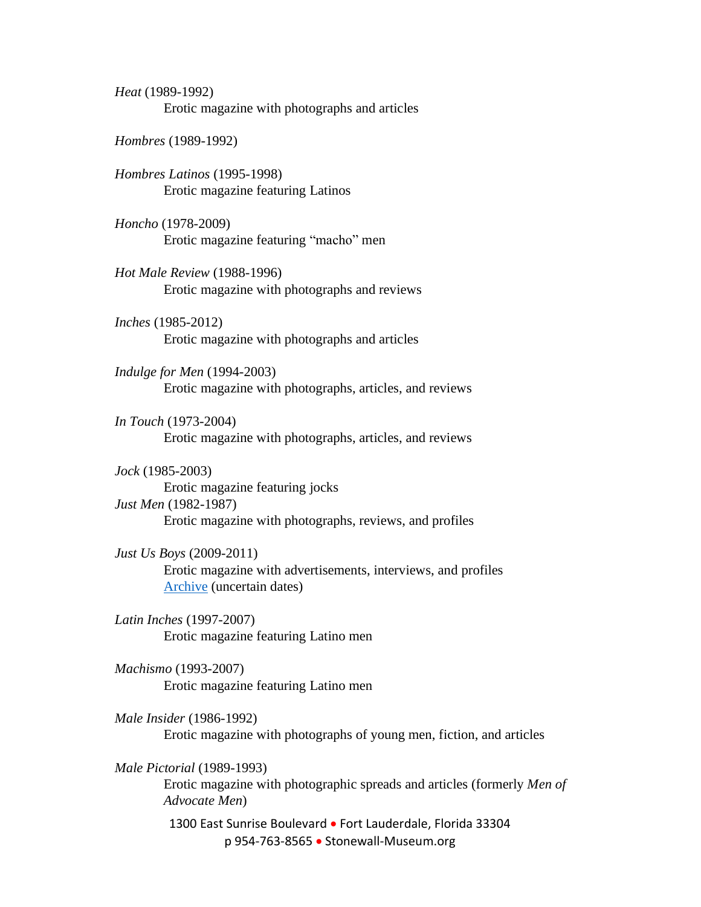*Heat* (1989-1992)
  Erotic magazine with photographs and articles

*Hombres* (1989-1992)

*Hombres Latinos* (1995-1998)
  Erotic magazine featuring Latinos

*Honcho* (1978-2009)
  Erotic magazine featuring “macho” men

*Hot Male Review* (1988-1996)
  Erotic magazine with photographs and reviews

*Inches* (1985-2012)
  Erotic magazine with photographs and articles

*Indulge for Men* (1994-2003)
  Erotic magazine with photographs, articles, and reviews

*In Touch* (1973-2004)
  Erotic magazine with photographs, articles, and reviews

*Jock* (1985-2003)
  Erotic magazine featuring jocks

*Just Men* (1982-1987)
  Erotic magazine with photographs, reviews, and profiles

*Just Us Boys* (2009-2011)
  Erotic magazine with advertisements, interviews, and profiles
  Archive (uncertain dates)

*Latin Inches* (1997-2007)
  Erotic magazine featuring Latino men

*Machismo* (1993-2007)
  Erotic magazine featuring Latino men

*Male Insider* (1986-1992)
  Erotic magazine with photographs of young men, fiction, and articles

*Male Pictorial* (1989-1993)
  Erotic magazine with photographic spreads and articles (formerly *Men of Advocate Men*)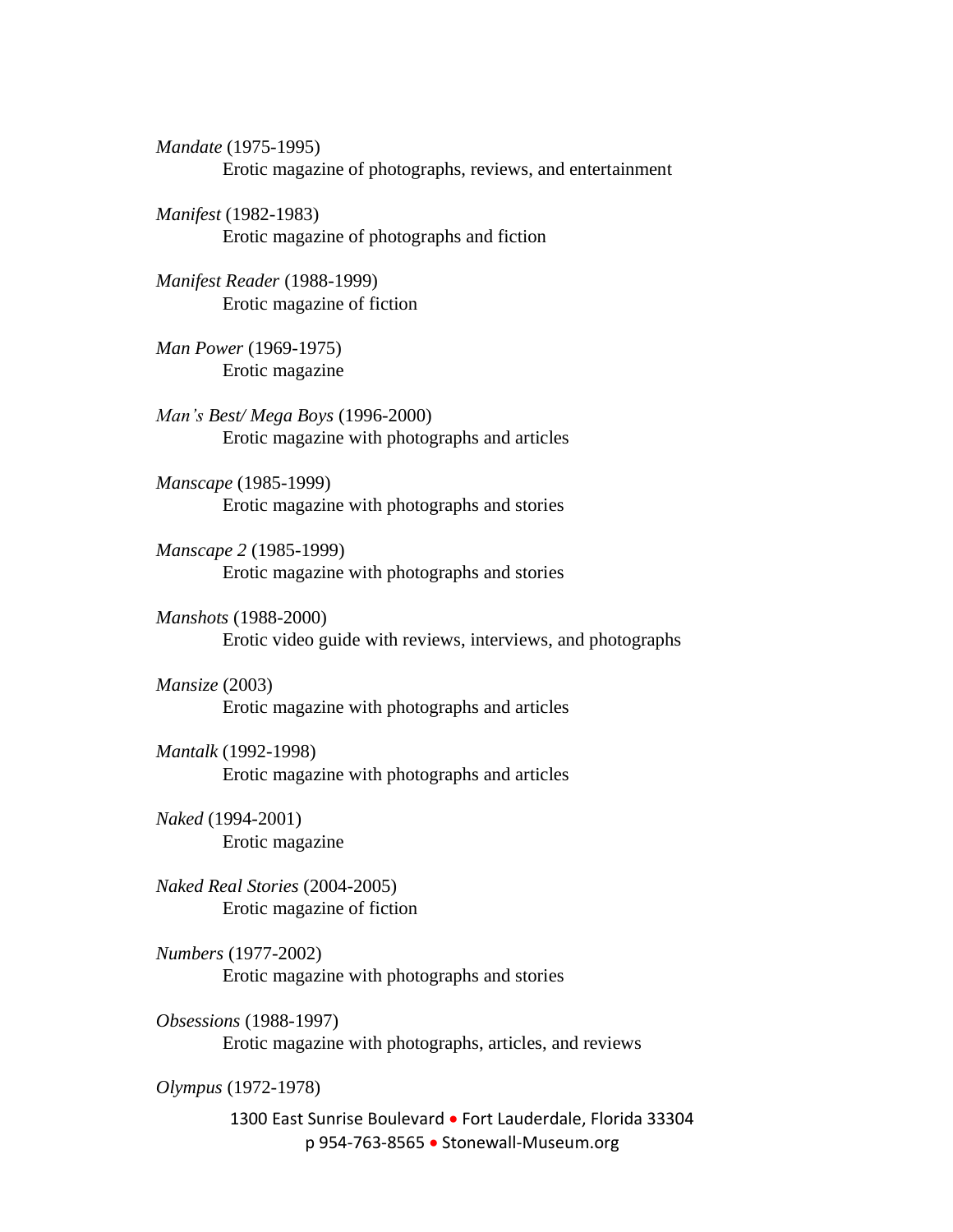*Mandate* (1975-1995)
Erotic magazine of photographs, reviews, and entertainment

*Manifest* (1982-1983)
Erotic magazine of photographs and fiction

*Manifest Reader* (1988-1999)
Erotic magazine of fiction

*Man Power* (1969-1975)
Erotic magazine

*Man's Best/ Mega Boys* (1996-2000)
Erotic magazine with photographs and articles

*Manscape* (1985-1999)
Erotic magazine with photographs and stories

*Manscape 2* (1985-1999)
Erotic magazine with photographs and stories

*Manshots* (1988-2000)
Erotic video guide with reviews, interviews, and photographs

*Mansize* (2003)
Erotic magazine with photographs and articles

*Mantalk* (1992-1998)
Erotic magazine with photographs and articles

*Naked* (1994-2001)
Erotic magazine

*Naked Real Stories* (2004-2005)
Erotic magazine of fiction

*Numbers* (1977-2002)
Erotic magazine with photographs and stories

*Obsessions* (1988-1997)
Erotic magazine with photographs, articles, and reviews

*Olympus* (1972-1978)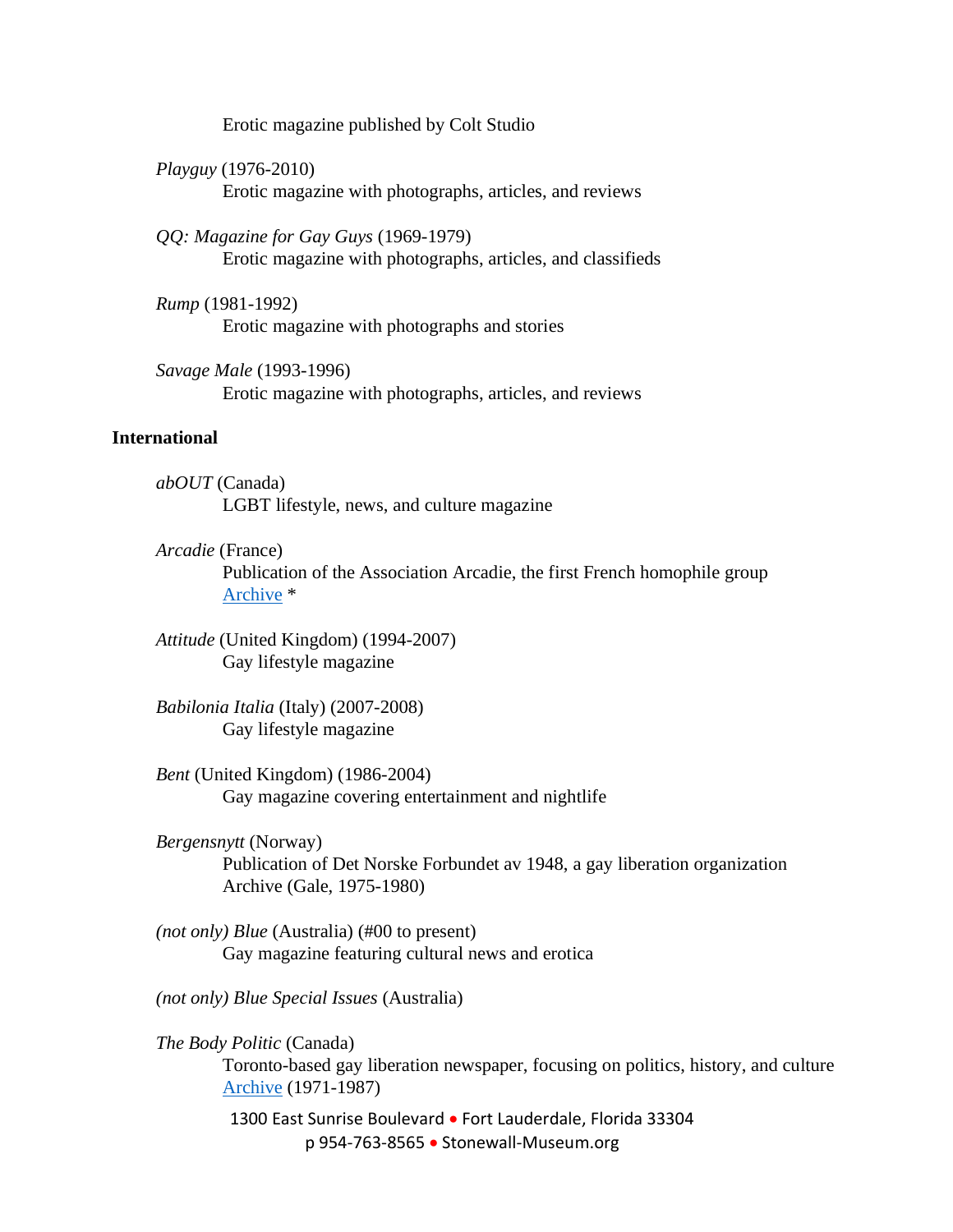Erotic magazine published by Colt Studio

*Playguy* (1976-2010)
Erotic magazine with photographs, articles, and reviews

*QQ: Magazine for Gay Guys* (1969-1979)
Erotic magazine with photographs, articles, and classifieds

*Rump* (1981-1992)
Erotic magazine with photographs and stories

*Savage Male* (1993-1996)
Erotic magazine with photographs, articles, and reviews

**International**

*abOUT* (Canada)
LGBT lifestyle, news, and culture magazine

*Arcadie* (France)
Publication of the Association Arcadie, the first French homophile group
Archive *

*Attitude* (United Kingdom) (1994-2007)
Gay lifestyle magazine

*Babilonia Italia* (Italy) (2007-2008)
Gay lifestyle magazine

*Bent* (United Kingdom) (1986-2004)
Gay magazine covering entertainment and nightlife

*Bergensnytt* (Norway)
Publication of Det Norske Forbundet av 1948, a gay liberation organization
Archive (Gale, 1975-1980)

*(not only) Blue* (Australia) (#00 to present)
Gay magazine featuring cultural news and erotica

*(not only) Blue Special Issues* (Australia)

*The Body Politic* (Canada)
Toronto-based gay liberation newspaper, focusing on politics, history, and culture
Archive (1971-1987)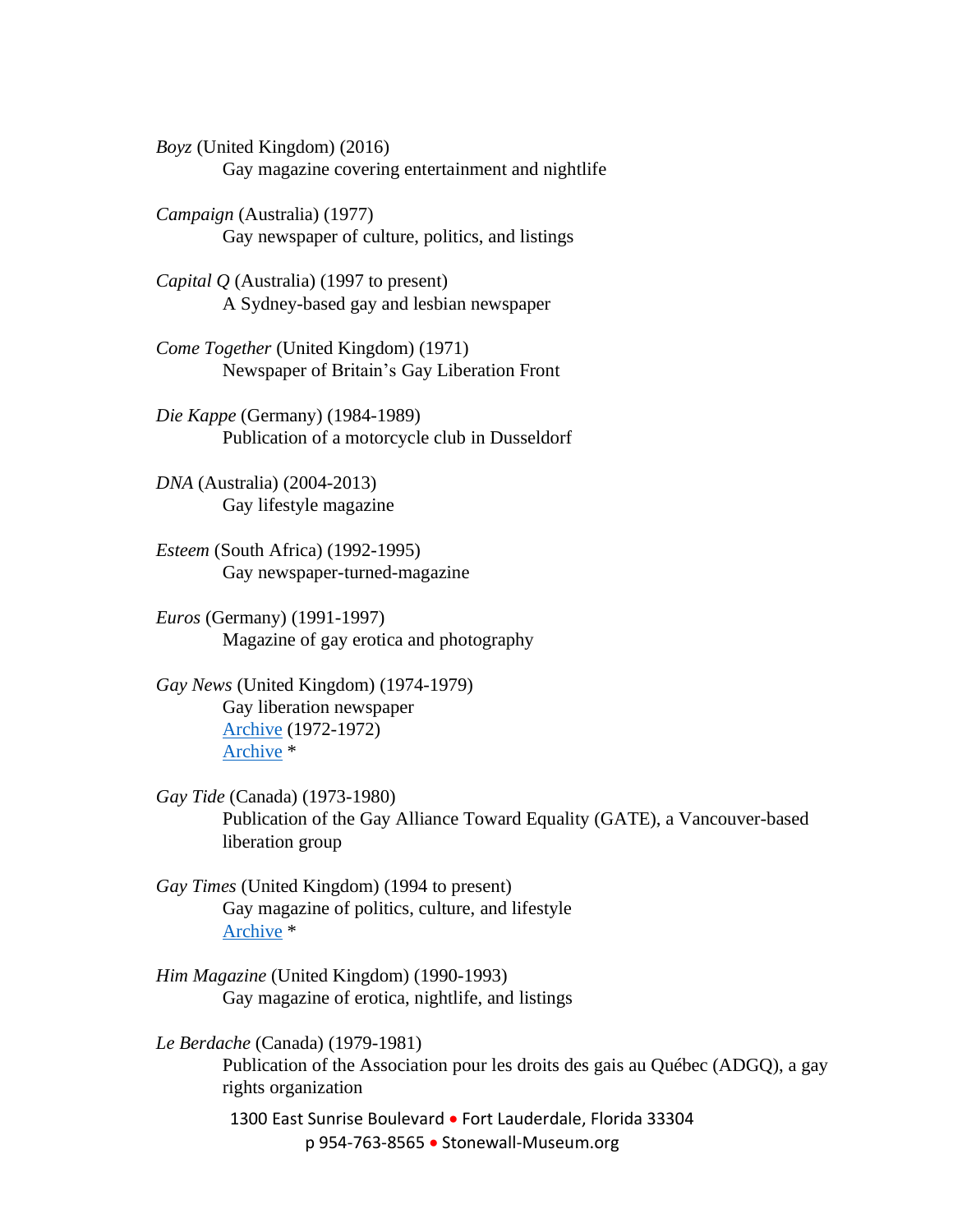*Boyz* (United Kingdom) (2016)
Gay magazine covering entertainment and nightlife

*Campaign* (Australia) (1977)
Gay newspaper of culture, politics, and listings

*Capital Q* (Australia) (1997 to present)
A Sydney-based gay and lesbian newspaper

*Come Together* (United Kingdom) (1971)
Newspaper of Britain's Gay Liberation Front

*Die Kappe* (Germany) (1984-1989)
Publication of a motorcycle club in Dusseldorf

*DNA* (Australia) (2004-2013)
Gay lifestyle magazine

*Esteem* (South Africa) (1992-1995)
Gay newspaper-turned-magazine

*Euros* (Germany) (1991-1997)
Magazine of gay erotica and photography

*Gay News* (United Kingdom) (1974-1979)
Gay liberation newspaper
Archive (1972-1972)
Archive *

*Gay Tide* (Canada) (1973-1980)
Publication of the Gay Alliance Toward Equality (GATE), a Vancouver-based liberation group

*Gay Times* (United Kingdom) (1994 to present)
Gay magazine of politics, culture, and lifestyle
Archive *

*Him Magazine* (United Kingdom) (1990-1993)
Gay magazine of erotica, nightlife, and listings

*Le Berdache* (Canada) (1979-1981)
Publication of the Association pour les droits des gais au Québec (ADGQ), a gay rights organization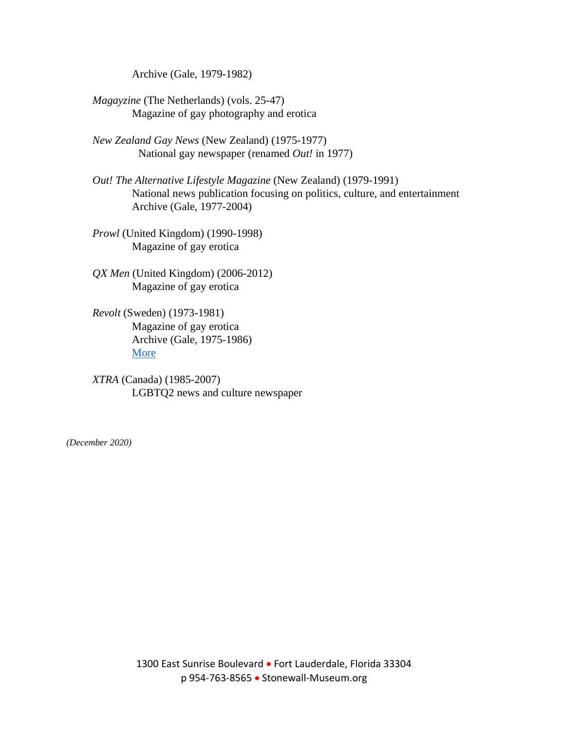Archive (Gale, 1979-1982)

*Magayzine* (The Netherlands) (vols. 25-47)
Magazine of gay photography and erotica

*New Zealand Gay News* (New Zealand) (1975-1977)
National gay newspaper (renamed *Out!* in 1977)

*Out! The Alternative Lifestyle Magazine* (New Zealand) (1979-1991)
National news publication focusing on politics, culture, and entertainment
Archive (Gale, 1977-2004)

*Prowl* (United Kingdom) (1990-1998)
Magazine of gay erotica

*QX Men* (United Kingdom) (2006-2012)
Magazine of gay erotica

*Revolt* (Sweden) (1973-1981)
Magazine of gay erotica
Archive (Gale, 1975-1986)
More

*XTRA* (Canada) (1985-2007)
LGBTQ2 news and culture newspaper

*(December 2020)*

1300 East Sunrise Boulevard • Fort Lauderdale, Florida 33304
p 954-763-8565 • Stonewall-Museum.org